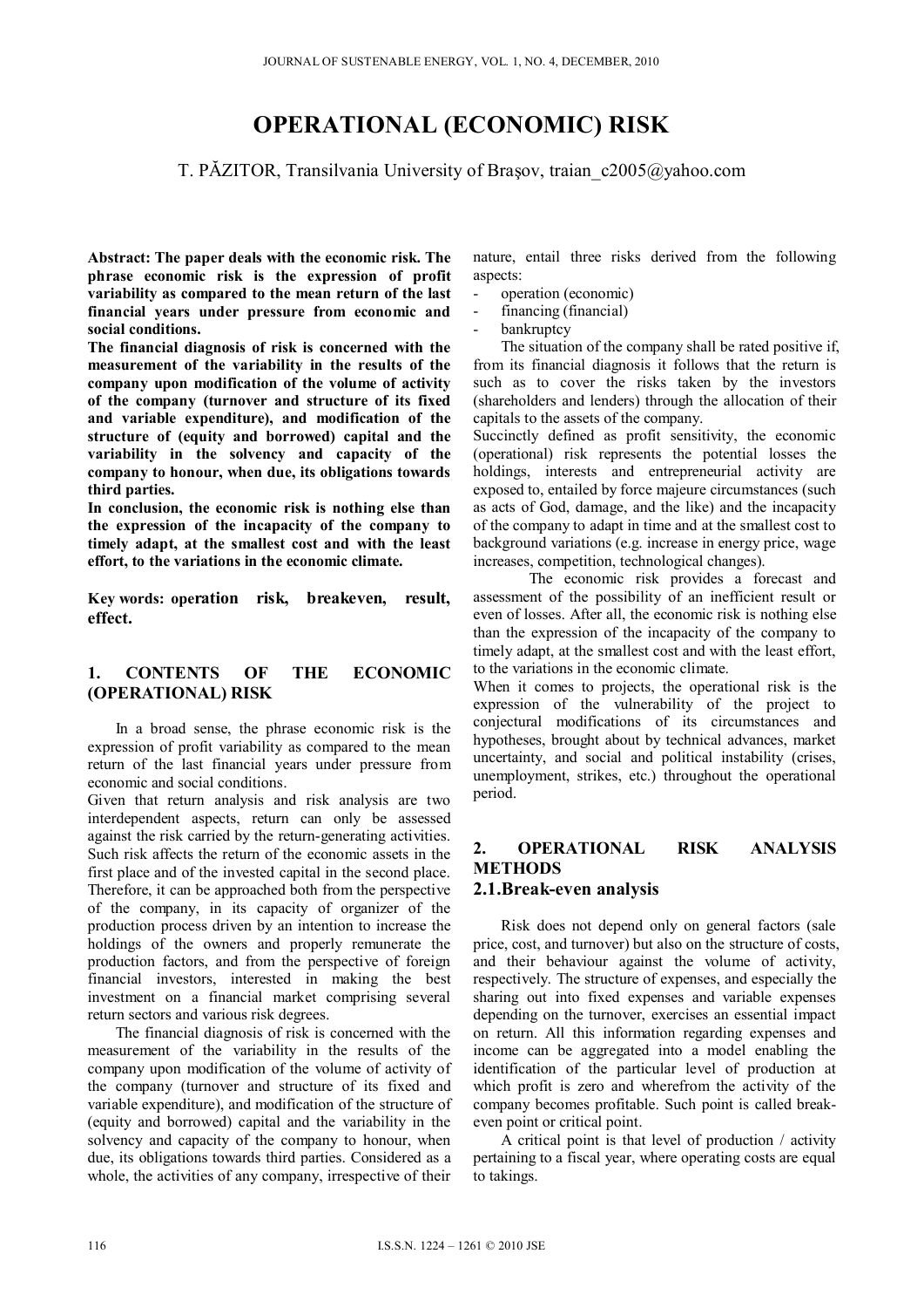# OPERATIONAL (ECONOMIC) RISK

T. PĂZITOR, Transilvania University of Braşov, traian_c2005@yahoo.com

**Abstract: The paper deals with the economic risk. The phrase economic risk is the expression of profit variability as compared to the mean return of the last financial years under pressure from economic and social conditions.**

**The financial diagnosis of risk is concerned with the measurement of the variability in the results of the company upon modification of the volume of activity of the company (turnover and structure of its fixed and variable expenditure), and modification of the structure of (equity and borrowed) capital and the variability in the solvency and capacity of the company to honour, when due, its obligations towards third parties.**

**In conclusion, the economic risk is nothing else than the expression of the incapacity of the company to timely adapt, at the smallest cost and with the least effort, to the variations in the economic climate.**

**Key words: operation risk, breakeven, result, effect.**

## 1. CONTENTS OF THE ECONOMIC (OPERATIONAL) RISK

In a broad sense, the phrase economic risk is the expression of profit variability as compared to the mean return of the last financial years under pressure from economic and social conditions.

Given that return analysis and risk analysis are two interdependent aspects, return can only be assessed against the risk carried by the return-generating activities. Such risk affects the return of the economic assets in the first place and of the invested capital in the second place. Therefore, it can be approached both from the perspective of the company, in its capacity of organizer of the production process driven by an intention to increase the holdings of the owners and properly remunerate the production factors, and from the perspective of foreign financial investors, interested in making the best investment on a financial market comprising several return sectors and various risk degrees.

The financial diagnosis of risk is concerned with the measurement of the variability in the results of the company upon modification of the volume of activity of the company (turnover and structure of its fixed and variable expenditure), and modification of the structure of (equity and borrowed) capital and the variability in the solvency and capacity of the company to honour, when due, its obligations towards third parties. Considered as a whole, the activities of any company, irrespective of their nature, entail three risks derived from the following aspects:

- operation (economic)
- financing (financial)
- bankruptcy

The situation of the company shall be rated positive if, from its financial diagnosis it follows that the return is such as to cover the risks taken by the investors (shareholders and lenders) through the allocation of their capitals to the assets of the company.

Succinctly defined as profit sensitivity, the economic (operational) risk represents the potential losses the holdings, interests and entrepreneurial activity are exposed to, entailed by force majeure circumstances (such as acts of God, damage, and the like) and the incapacity of the company to adapt in time and at the smallest cost to background variations (e.g. increase in energy price, wage increases, competition, technological changes).

The economic risk provides a forecast and assessment of the possibility of an inefficient result or even of losses. After all, the economic risk is nothing else than the expression of the incapacity of the company to timely adapt, at the smallest cost and with the least effort, to the variations in the economic climate.

When it comes to projects, the operational risk is the expression of the vulnerability of the project to conjectural modifications of its circumstances and hypotheses, brought about by technical advances, market uncertainty, and social and political instability (crises, unemployment, strikes, etc.) throughout the operational period.

## 2. OPERATIONAL RISK ANALYSIS METHODS

### 2.1. Break-even analysis

Risk does not depend only on general factors (sale price, cost, and turnover) but also on the structure of costs, and their behaviour against the volume of activity, respectively. The structure of expenses, and especially the sharing out into fixed expenses and variable expenses depending on the turnover, exercises an essential impact on return. All this information regarding expenses and income can be aggregated into a model enabling the identification of the particular level of production at which profit is zero and wherefrom the activity of the company becomes profitable. Such point is called break-even point or critical point.

A critical point is that level of production / activity pertaining to a fiscal year, where operating costs are equal to takings.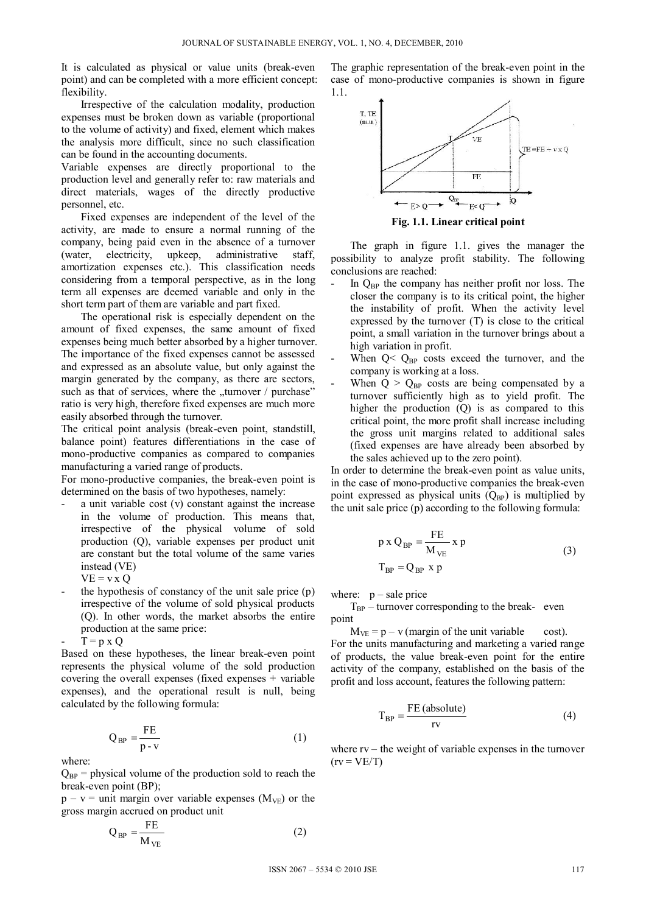It is calculated as physical or value units (break-even point) and can be completed with a more efficient concept: flexibility.

Irrespective of the calculation modality, production expenses must be broken down as variable (proportional to the volume of activity) and fixed, element which makes the analysis more difficult, since no such classification can be found in the accounting documents.

Variable expenses are directly proportional to the production level and generally refer to: raw materials and direct materials, wages of the directly productive personnel, etc.

Fixed expenses are independent of the level of the activity, are made to ensure a normal running of the company, being paid even in the absence of a turnover (water, electricity, upkeep, administrative staff, amortization expenses etc.). This classification needs considering from a temporal perspective, as in the long term all expenses are deemed variable and only in the short term part of them are variable and part fixed.

The operational risk is especially dependent on the amount of fixed expenses, the same amount of fixed expenses being much better absorbed by a higher turnover. The importance of the fixed expenses cannot be assessed and expressed as an absolute value, but only against the margin generated by the company, as there are sectors, such as that of services, where the „turnover / purchase" ratio is very high, therefore fixed expenses are much more easily absorbed through the turnover.

The critical point analysis (break-even point, standstill, balance point) features differentiations in the case of mono-productive companies as compared to companies manufacturing a varied range of products.

For mono-productive companies, the break-even point is determined on the basis of two hypotheses, namely:

- a unit variable cost (v) constant against the increase in the volume of production. This means that, irrespective of the physical volume of sold production (Q), variable expenses per product unit are constant but the total volume of the same varies instead (VE)
  $VE = v \times Q$
- the hypothesis of constancy of the unit sale price (p) irrespective of the volume of sold physical products (Q). In other words, the market absorbs the entire production at the same price:
- $T = p \times Q$

Based on these hypotheses, the linear break-even point represents the physical volume of the sold production covering the overall expenses (fixed expenses + variable expenses), and the operational result is null, being calculated by the following formula:

$$Q_{BP} = \frac{FE}{p - v} \tag{1}$$

where:

$Q_{BP}$ = physical volume of the production sold to reach the break-even point (BP);

$p - v$ = unit margin over variable expenses ($M_{VE}$) or the gross margin accrued on product unit

$$Q_{BP} = \frac{FE}{M_{VE}} \tag{2}$$

The graphic representation of the break-even point in the case of mono-productive companies is shown in figure 1.1.

**Fig. 1.1. Linear critical point**

The graph in figure 1.1. gives the manager the possibility to analyze profit stability. The following conclusions are reached:

- In $Q_{BP}$ the company has neither profit nor loss. The closer the company is to its critical point, the higher the instability of profit. When the activity level expressed by the turnover (T) is close to the critical point, a small variation in the turnover brings about a high variation in profit.
- When $Q < Q_{BP}$ costs exceed the turnover, and the company is working at a loss.
- When $Q > Q_{BP}$ costs are being compensated by a turnover sufficiently high as to yield profit. The higher the production (Q) is as compared to this critical point, the more profit shall increase including the gross unit margins related to additional sales (fixed expenses are have already been absorbed by the sales achieved up to the zero point).

In order to determine the break-even point as value units, in the case of mono-productive companies the break-even point expressed as physical units ($Q_{BP}$) is multiplied by the unit sale price (p) according to the following formula:

$$p \times Q_{BP} = \frac{FE}{M_{VE}} \times p$$
$$T_{BP} = Q_{BP} \times p \tag{3}$$

where: p – sale price

$T_{BP}$ – turnover corresponding to the break- even point

$M_{VE} = p - v$ (margin of the unit variable cost).

For the units manufacturing and marketing a varied range of products, the value break-even point for the entire activity of the company, established on the basis of the profit and loss account, features the following pattern:

$$T_{BP} = \frac{FE\,(\text{absolute})}{rv} \tag{4}$$

where rv – the weight of variable expenses in the turnover ($rv = VE/T$)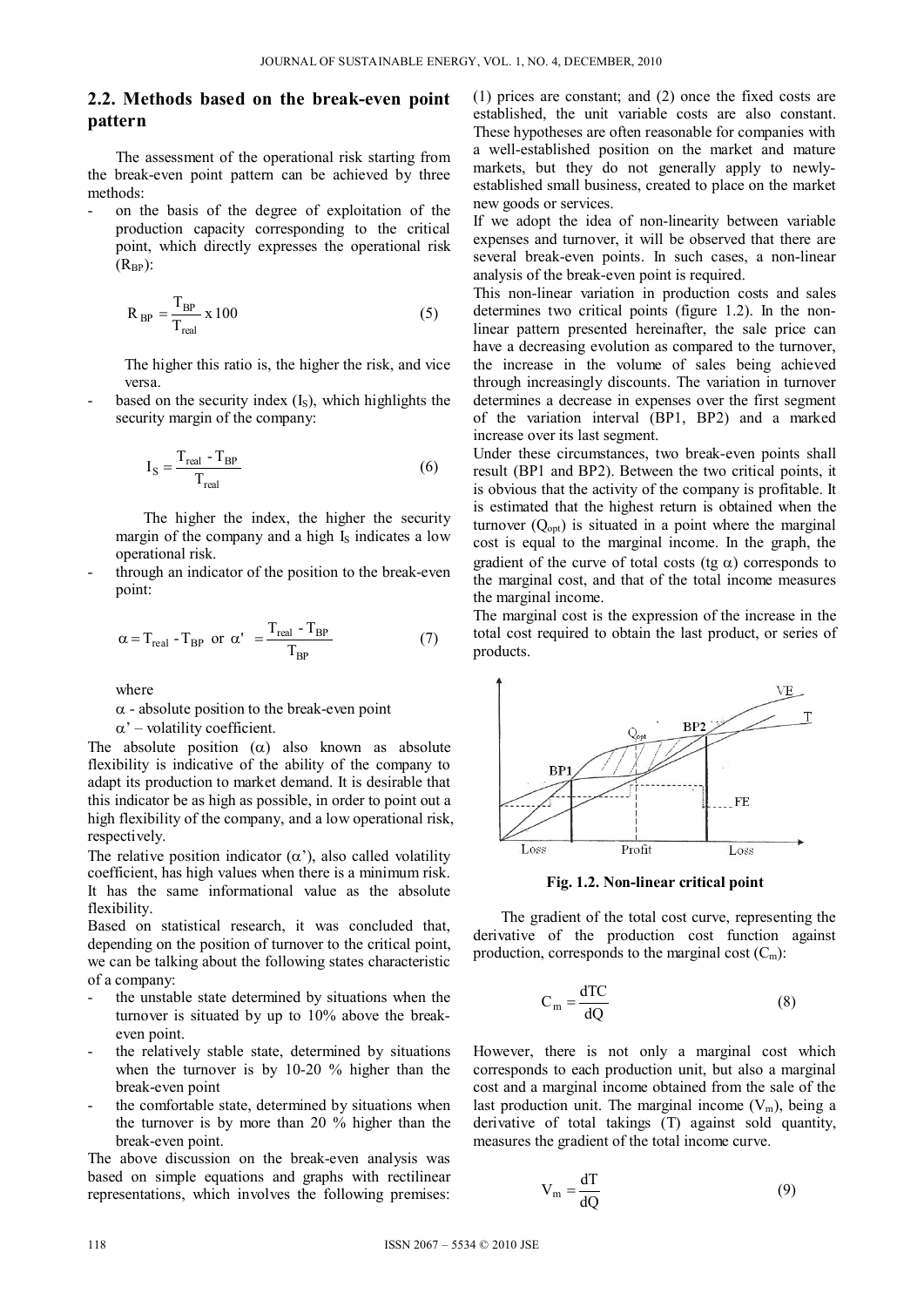## 2.2. Methods based on the break-even point pattern

The assessment of the operational risk starting from the break-even point pattern can be achieved by three methods:

- on the basis of the degree of exploitation of the production capacity corresponding to the critical point, which directly expresses the operational risk ($R_{BP}$):

$$R_{BP} = \frac{T_{BP}}{T_{real}} \times 100 \quad (5)$$

The higher this ratio is, the higher the risk, and vice versa.

- based on the security index ($I_S$), which highlights the security margin of the company:

$$I_S = \frac{T_{real} - T_{BP}}{T_{real}} \quad (6)$$

The higher the index, the higher the security margin of the company and a high $I_S$ indicates a low operational risk.

- through an indicator of the position to the break-even point:

$$\alpha = T_{real} - T_{BP} \text{ or } \alpha' = \frac{T_{real} - T_{BP}}{T_{BP}} \quad (7)$$

where

$\alpha$ - absolute position to the break-even point

$\alpha'$ – volatility coefficient.

The absolute position ($\alpha$) also known as absolute flexibility is indicative of the ability of the company to adapt its production to market demand. It is desirable that this indicator be as high as possible, in order to point out a high flexibility of the company, and a low operational risk, respectively.

The relative position indicator ($\alpha'$), also called volatility coefficient, has high values when there is a minimum risk. It has the same informational value as the absolute flexibility.

Based on statistical research, it was concluded that, depending on the position of turnover to the critical point, we can be talking about the following states characteristic of a company:

- the unstable state determined by situations when the turnover is situated by up to 10% above the break-even point.
- the relatively stable state, determined by situations when the turnover is by 10-20 % higher than the break-even point
- the comfortable state, determined by situations when the turnover is by more than 20 % higher than the break-even point.

The above discussion on the break-even analysis was based on simple equations and graphs with rectilinear representations, which involves the following premises: (1) prices are constant; and (2) once the fixed costs are established, the unit variable costs are also constant. These hypotheses are often reasonable for companies with a well-established position on the market and mature markets, but they do not generally apply to newly-established small business, created to place on the market new goods or services.

If we adopt the idea of non-linearity between variable expenses and turnover, it will be observed that there are several break-even points. In such cases, a non-linear analysis of the break-even point is required.

This non-linear variation in production costs and sales determines two critical points (figure 1.2). In the non-linear pattern presented hereinafter, the sale price can have a decreasing evolution as compared to the turnover, the increase in the volume of sales being achieved through increasingly discounts. The variation in turnover determines a decrease in expenses over the first segment of the variation interval (BP1, BP2) and a marked increase over its last segment.

Under these circumstances, two break-even points shall result (BP1 and BP2). Between the two critical points, it is obvious that the activity of the company is profitable. It is estimated that the highest return is obtained when the turnover ($Q_{opt}$) is situated in a point where the marginal cost is equal to the marginal income. In the graph, the gradient of the curve of total costs (tg $\alpha$) corresponds to the marginal cost, and that of the total income measures the marginal income.

The marginal cost is the expression of the increase in the total cost required to obtain the last product, or series of products.

**Fig. 1.2. Non-linear critical point**

The gradient of the total cost curve, representing the derivative of the production cost function against production, corresponds to the marginal cost ($C_m$):

$$C_m = \frac{dTC}{dQ} \quad (8)$$

However, there is not only a marginal cost which corresponds to each production unit, but also a marginal cost and a marginal income obtained from the sale of the last production unit. The marginal income ($V_m$), being a derivative of total takings (T) against sold quantity, measures the gradient of the total income curve.

$$V_m = \frac{dT}{dQ} \quad (9)$$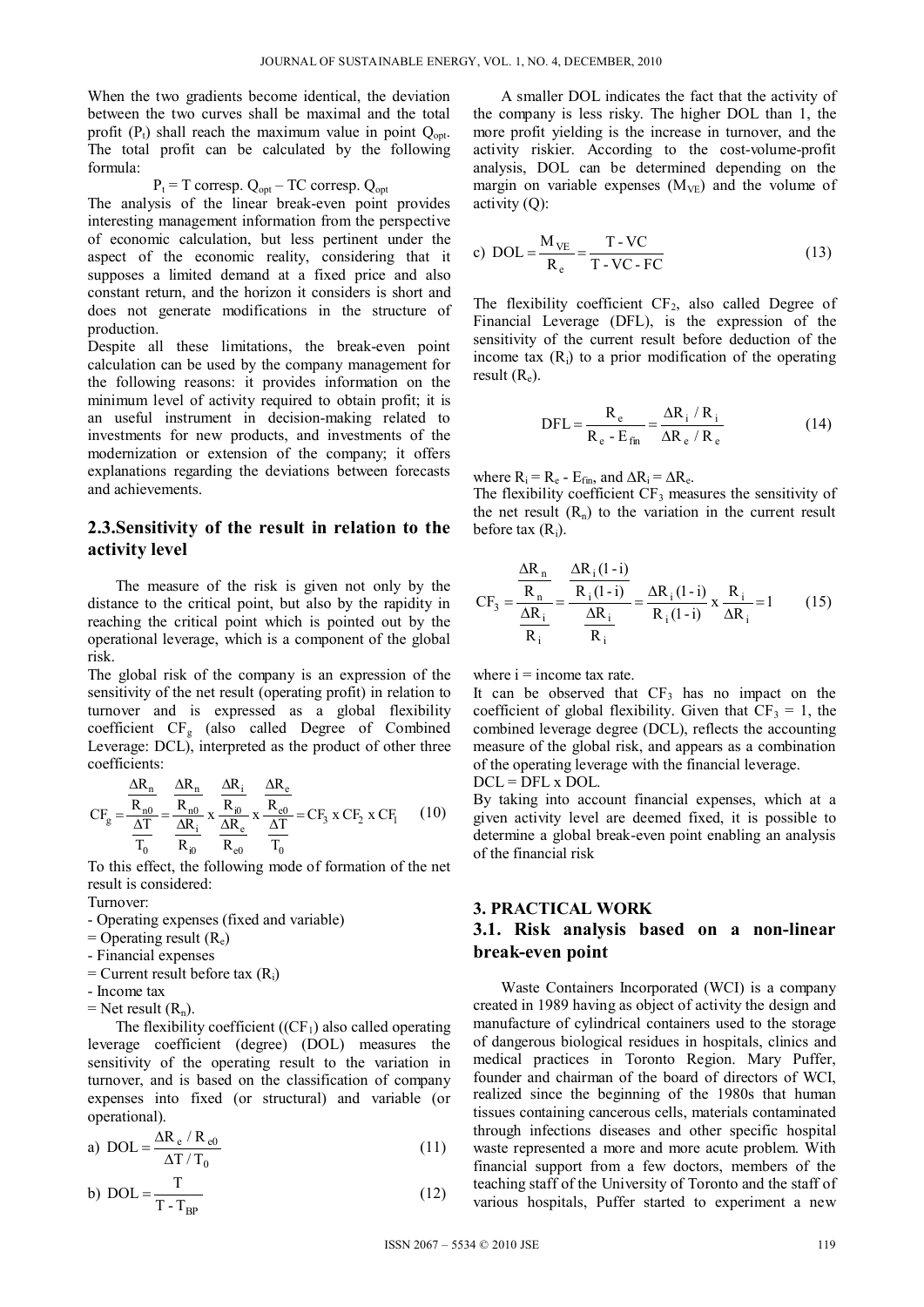When the two gradients become identical, the deviation between the two curves shall be maximal and the total profit ($P_t$) shall reach the maximum value in point $Q_{opt}$. The total profit can be calculated by the following formula:

$$P_t = T \text{ corresp. } Q_{opt} - TC \text{ corresp. } Q_{opt}$$

The analysis of the linear break-even point provides interesting management information from the perspective of economic calculation, but less pertinent under the aspect of the economic reality, considering that it supposes a limited demand at a fixed price and also constant return, and the horizon it considers is short and does not generate modifications in the structure of production.

Despite all these limitations, the break-even point calculation can be used by the company management for the following reasons: it provides information on the minimum level of activity required to obtain profit; it is an useful instrument in decision-making related to investments for new products, and investments of the modernization or extension of the company; it offers explanations regarding the deviations between forecasts and achievements.

## 2.3. Sensitivity of the result in relation to the activity level

The measure of the risk is given not only by the distance to the critical point, but also by the rapidity in reaching the critical point which is pointed out by the operational leverage, which is a component of the global risk.

The global risk of the company is an expression of the sensitivity of the net result (operating profit) in relation to turnover and is expressed as a global flexibility coefficient $CF_g$ (also called Degree of Combined Leverage: DCL), interpreted as the product of other three coefficients:

$$CF_g = \frac{\frac{\Delta R_n}{R_{n0}}}{\frac{\Delta T}{T_0}} = \frac{\frac{\Delta R_n}{R_{n0}}}{\frac{\Delta R_i}{R_{i0}}} \times \frac{\frac{\Delta R_i}{R_{i0}}}{\frac{\Delta R_e}{R_{e0}}} \times \frac{\frac{\Delta R_e}{R_{e0}}}{\frac{\Delta T}{T_0}} = CF_3 \times CF_2 \times CF_1 \quad (10)$$

To this effect, the following mode of formation of the net result is considered:

Turnover:

- Operating expenses (fixed and variable)

= Operating result ($R_e$)

- Financial expenses

= Current result before tax ($R_i$)

- Income tax

= Net result ($R_n$).

The flexibility coefficient (($CF_1$) also called operating leverage coefficient (degree) (DOL) measures the sensitivity of the operating result to the variation in turnover, and is based on the classification of company expenses into fixed (or structural) and variable (or operational).

$$\text{a) } DOL = \frac{\Delta R_e / R_{e0}}{\Delta T / T_0} \quad (11)$$

$$\text{b) } DOL = \frac{T}{T - T_{BP}} \quad (12)$$

A smaller DOL indicates the fact that the activity of the company is less risky. The higher DOL than 1, the more profit yielding is the increase in turnover, and the activity riskier. According to the cost-volume-profit analysis, DOL can be determined depending on the margin on variable expenses ($M_{VE}$) and the volume of activity (Q):

$$\text{c) } DOL = \frac{M_{VE}}{R_e} = \frac{T - VC}{T - VC - FC} \quad (13)$$

The flexibility coefficient $CF_2$, also called Degree of Financial Leverage (DFL), is the expression of the sensitivity of the current result before deduction of the income tax ($R_i$) to a prior modification of the operating result ($R_e$).

$$DFL = \frac{R_e}{R_e - E_{fin}} = \frac{\Delta R_i / R_i}{\Delta R_e / R_e} \quad (14)$$

where $R_i = R_e - E_{fin}$, and $\Delta R_i = \Delta R_e$.

The flexibility coefficient $CF_3$ measures the sensitivity of the net result ($R_n$) to the variation in the current result before tax ($R_i$).

$$CF_3 = \frac{\frac{\Delta R_n}{R_n}}{\frac{\Delta R_i}{R_i}} = \frac{\frac{\Delta R_i(1-i)}{R_i(1-i)}}{\frac{\Delta R_i}{R_i}} = \frac{\Delta R_i(1-i)}{R_i(1-i)} \times \frac{R_i}{\Delta R_i} = 1 \quad (15)$$

where i = income tax rate.

It can be observed that $CF_3$ has no impact on the coefficient of global flexibility. Given that $CF_3 = 1$, the combined leverage degree (DCL), reflects the accounting measure of the global risk, and appears as a combination of the operating leverage with the financial leverage.

DCL = DFL x DOL.

By taking into account financial expenses, which at a given activity level are deemed fixed, it is possible to determine a global break-even point enabling an analysis of the financial risk

# 3. PRACTICAL WORK

## 3.1. Risk analysis based on a non-linear break-even point

Waste Containers Incorporated (WCI) is a company created in 1989 having as object of activity the design and manufacture of cylindrical containers used to the storage of dangerous biological residues in hospitals, clinics and medical practices in Toronto Region. Mary Puffer, founder and chairman of the board of directors of WCI, realized since the beginning of the 1980s that human tissues containing cancerous cells, materials contaminated through infections diseases and other specific hospital waste represented a more and more acute problem. With financial support from a few doctors, members of the teaching staff of the University of Toronto and the staff of various hospitals, Puffer started to experiment a new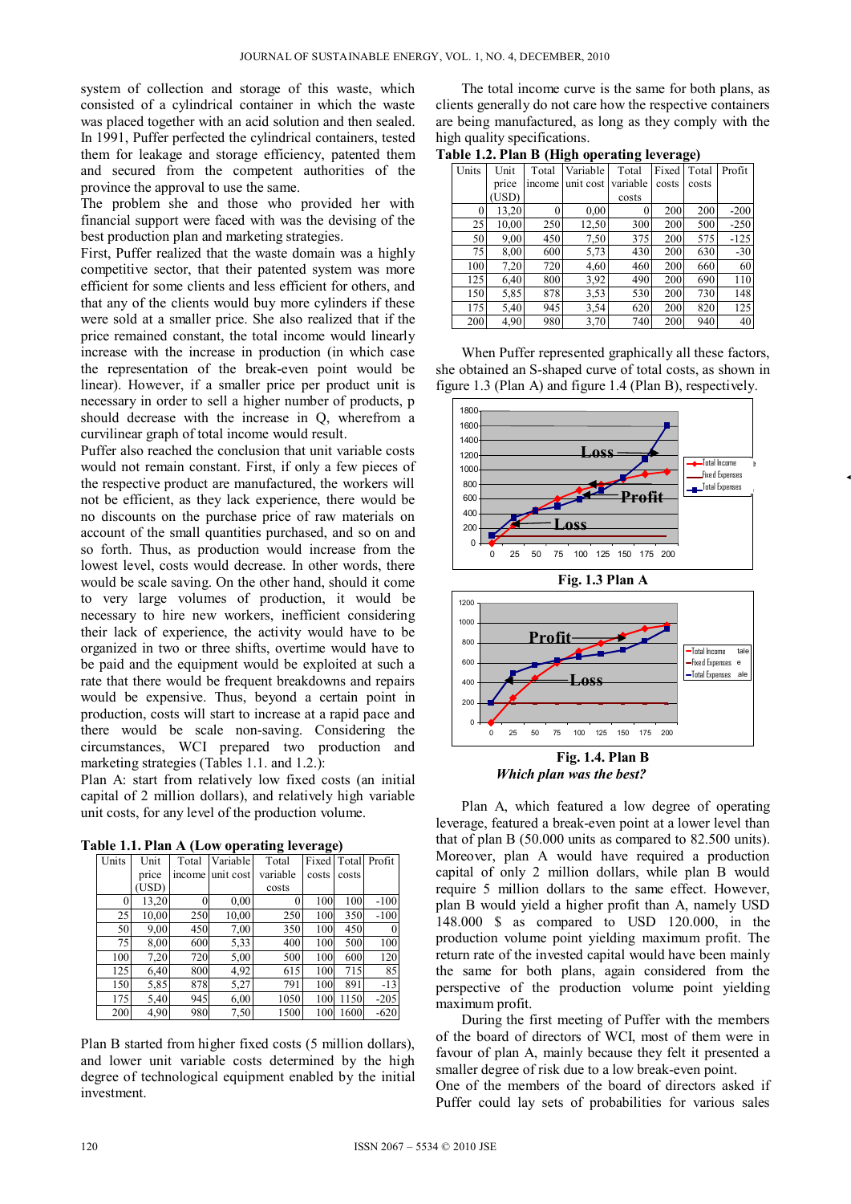system of collection and storage of this waste, which consisted of a cylindrical container in which the waste was placed together with an acid solution and then sealed. In 1991, Puffer perfected the cylindrical containers, tested them for leakage and storage efficiency, patented them and secured from the competent authorities of the province the approval to use the same.

The problem she and those who provided her with financial support were faced with was the devising of the best production plan and marketing strategies.

First, Puffer realized that the waste domain was a highly competitive sector, that their patented system was more efficient for some clients and less efficient for others, and that any of the clients would buy more cylinders if these were sold at a smaller price. She also realized that if the price remained constant, the total income would linearly increase with the increase in production (in which case the representation of the break-even point would be linear). However, if a smaller price per product unit is necessary in order to sell a higher number of products, p should decrease with the increase in Q, wherefrom a curvilinear graph of total income would result.

Puffer also reached the conclusion that unit variable costs would not remain constant. First, if only a few pieces of the respective product are manufactured, the workers will not be efficient, as they lack experience, there would be no discounts on the purchase price of raw materials on account of the small quantities purchased, and so on and so forth. Thus, as production would increase from the lowest level, costs would decrease. In other words, there would be scale saving. On the other hand, should it come to very large volumes of production, it would be necessary to hire new workers, inefficient considering their lack of experience, the activity would have to be organized in two or three shifts, overtime would have to be paid and the equipment would be exploited at such a rate that there would be frequent breakdowns and repairs would be expensive. Thus, beyond a certain point in production, costs will start to increase at a rapid pace and there would be scale non-saving. Considering the circumstances, WCI prepared two production and marketing strategies (Tables 1.1. and 1.2.):

Plan A: start from relatively low fixed costs (an initial capital of 2 million dollars), and relatively high variable unit costs, for any level of the production volume.

**Table 1.1. Plan A (Low operating leverage)**

| Units | Unit price (USD) | Total income | Variable unit cost | Total variable costs | Fixed costs | Total costs | Profit |
|---|---|---|---|---|---|---|---|
| 0 | 13,20 | 0 | 0,00 | 0 | 100 | 100 | -100 |
| 25 | 10,00 | 250 | 10,00 | 250 | 100 | 350 | -100 |
| 50 | 9,00 | 450 | 7,00 | 350 | 100 | 450 | 0 |
| 75 | 8,00 | 600 | 5,33 | 400 | 100 | 500 | 100 |
| 100 | 7,20 | 720 | 5,00 | 500 | 100 | 600 | 120 |
| 125 | 6,40 | 800 | 4,92 | 615 | 100 | 715 | 85 |
| 150 | 5,85 | 878 | 5,27 | 791 | 100 | 891 | -13 |
| 175 | 5,40 | 945 | 6,00 | 1050 | 100 | 1150 | -205 |
| 200 | 4,90 | 980 | 7,50 | 1500 | 100 | 1600 | -620 |

Plan B started from higher fixed costs (5 million dollars), and lower unit variable costs determined by the high degree of technological equipment enabled by the initial investment.

The total income curve is the same for both plans, as clients generally do not care how the respective containers are being manufactured, as long as they comply with the high quality specifications.

**Table 1.2. Plan B (High operating leverage)**

| Units | Unit price (USD) | Total income | Variable unit cost | Total variable costs | Fixed costs | Total costs | Profit |
|---|---|---|---|---|---|---|---|
| 0 | 13,20 | 0 | 0,00 | 0 | 200 | 200 | -200 |
| 25 | 10,00 | 250 | 12,50 | 300 | 200 | 500 | -250 |
| 50 | 9,00 | 450 | 7,50 | 375 | 200 | 575 | -125 |
| 75 | 8,00 | 600 | 5,73 | 430 | 200 | 630 | -30 |
| 100 | 7,20 | 720 | 4,60 | 460 | 200 | 660 | 60 |
| 125 | 6,40 | 800 | 3,92 | 490 | 200 | 690 | 110 |
| 150 | 5,85 | 878 | 3,53 | 530 | 200 | 730 | 148 |
| 175 | 5,40 | 945 | 3,54 | 620 | 200 | 820 | 125 |
| 200 | 4,90 | 980 | 3,70 | 740 | 200 | 940 | 40 |

When Puffer represented graphically all these factors, she obtained an S-shaped curve of total costs, as shown in figure 1.3 (Plan A) and figure 1.4 (Plan B), respectively.

**Fig. 1.3 Plan A**

**Fig. 1.4. Plan B**

***Which plan was the best?***

Plan A, which featured a low degree of operating leverage, featured a break-even point at a lower level than that of plan B (50.000 units as compared to 82.500 units). Moreover, plan A would have required a production capital of only 2 million dollars, while plan B would require 5 million dollars to the same effect. However, plan B would yield a higher profit than A, namely USD 148.000 $ as compared to USD 120.000, in the production volume point yielding maximum profit. The return rate of the invested capital would have been mainly the same for both plans, again considered from the perspective of the production volume point yielding maximum profit.

During the first meeting of Puffer with the members of the board of directors of WCI, most of them were in favour of plan A, mainly because they felt it presented a smaller degree of risk due to a low break-even point.

One of the members of the board of directors asked if Puffer could lay sets of probabilities for various sales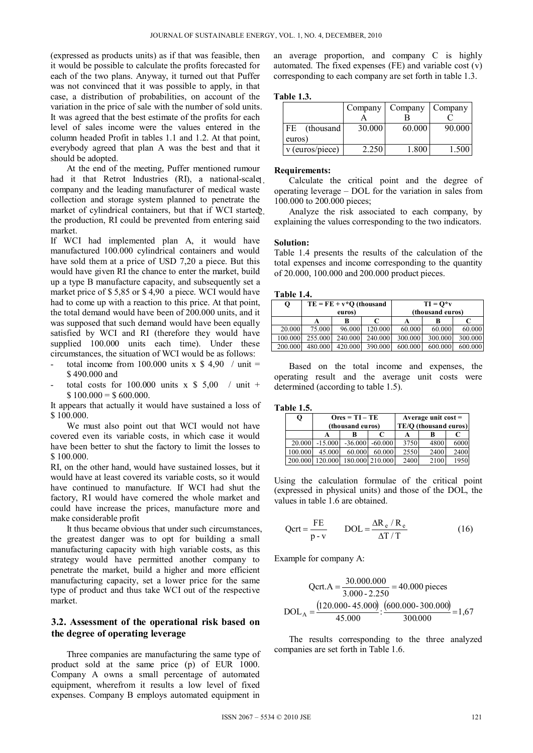(expressed as products units) as if that was feasible, then it would be possible to calculate the profits forecasted for each of the two plans. Anyway, it turned out that Puffer was not convinced that it was possible to apply, in that case, a distribution of probabilities, on account of the variation in the price of sale with the number of sold units. It was agreed that the best estimate of the profits for each level of sales income were the values entered in the column headed Profit in tables 1.1 and 1.2. At that point, everybody agreed that plan A was the best and that it should be adopted.

At the end of the meeting, Puffer mentioned rumour had it that Retrot Industries (RI), a national-scale company and the leading manufacturer of medical waste collection and storage system planned to penetrate the market of cylindrical containers, but that if WCI started the production, RI could be prevented from entering said market.

If WCI had implemented plan A, it would have manufactured 100.000 cylindrical containers and would have sold them at a price of USD 7,20 a piece. But this would have given RI the chance to enter the market, build up a type B manufacture capacity, and subsequently set a market price of $ 5,85 or $ 4,90 a piece. WCI would have had to come up with a reaction to this price. At that point, the total demand would have been of 200.000 units, and it was supposed that such demand would have been equally satisfied by WCI and RI (therefore they would have supplied 100.000 units each time). Under these circumstances, the situation of WCI would be as follows:

- total income from 100.000 units x $ 4,90 / unit = $ 490.000 and
- total costs for 100.000 units x $ 5,00 / unit + $ 100.000 = $ 600.000.

It appears that actually it would have sustained a loss of $ 100.000.

We must also point out that WCI would not have covered even its variable costs, in which case it would have been better to shut the factory to limit the losses to $ 100.000.

RI, on the other hand, would have sustained losses, but it would have at least covered its variable costs, so it would have continued to manufacture. If WCI had shut the factory, RI would have cornered the whole market and could have increase the prices, manufacture more and make considerable profit

It thus became obvious that under such circumstances, the greatest danger was to opt for building a small manufacturing capacity with high variable costs, as this strategy would have permitted another company to penetrate the market, build a higher and more efficient manufacturing capacity, set a lower price for the same type of product and thus take WCI out of the respective market.

## 3.2. Assessment of the operational risk based on the degree of operating leverage

Three companies are manufacturing the same type of product sold at the same price (p) of EUR 1000. Company A owns a small percentage of automated equipment, wherefrom it results a low level of fixed expenses. Company B employs automated equipment in an average proportion, and company C is highly automated. The fixed expenses (FE) and variable cost (v) corresponding to each company are set forth in table 1.3.

**Table 1.3.**

| | Company A | Company B | Company C |
|---|---|---|---|
| FE (thousand euros) | 30.000 | 60.000 | 90.000 |
| v (euros/piece) | 2.250 | 1.800 | 1.500 |

**Requirements:**

1. Calculate the critical point and the degree of operating leverage – DOL for the variation in sales from 100.000 to 200.000 pieces;
2. Analyze the risk associated to each company, by explaining the values corresponding to the two indicators.

**Solution:**

Table 1.4 presents the results of the calculation of the total expenses and income corresponding to the quantity of 20.000, 100.000 and 200.000 product pieces.

**Table 1.4.**

| Q | TE = FE + v*Q (thousand euros) | | | TI = Q*v (thousand euros) | | |
|---|---|---|---|---|---|---|
| | A | B | C | A | B | C |
| 20.000 | 75.000 | 96.000 | 120.000 | 60.000 | 60.000 | 60.000 |
| 100.000 | 255.000 | 240.000 | 240.000 | 300.000 | 300.000 | 300.000 |
| 200.000 | 480.000 | 420.000 | 390.000 | 600.000 | 600.000 | 600.000 |

Based on the total income and expenses, the operating result and the average unit costs were determined (according to table 1.5).

**Table 1.5.**

| Q | Ores = TI – TE (thousand euros) | | | Average unit cost = TE/Q (thousand euros) | | |
|---|---|---|---|---|---|---|
| | A | B | C | A | B | C |
| 20.000 | -15.000 | -36.000 | -60.000 | 3750 | 4800 | 6000 |
| 100.000 | 45.000 | 60.000 | 60.000 | 2550 | 2400 | 2400 |
| 200.000 | 120.000 | 180.000 | 210.000 | 2400 | 2100 | 1950 |

Using the calculation formulae of the critical point (expressed in physical units) and those of the DOL, the values in table 1.6 are obtained.

$$\text{Qcrt} = \frac{\text{FE}}{\text{p - v}} \qquad \text{DOL} = \frac{\Delta R_e / R_e}{\Delta T / T} \tag{16}$$

Example for company A:

$$\text{Qcrt.A} = \frac{30.000.000}{3.000 - 2.250} = 40.000 \text{ pieces}$$

$$\text{DOL}_A = \frac{(120.000 - 45.000)}{45.000} : \frac{(600.000 - 300.000)}{300.000} = 1{,}67$$

The results corresponding to the three analyzed companies are set forth in Table 1.6.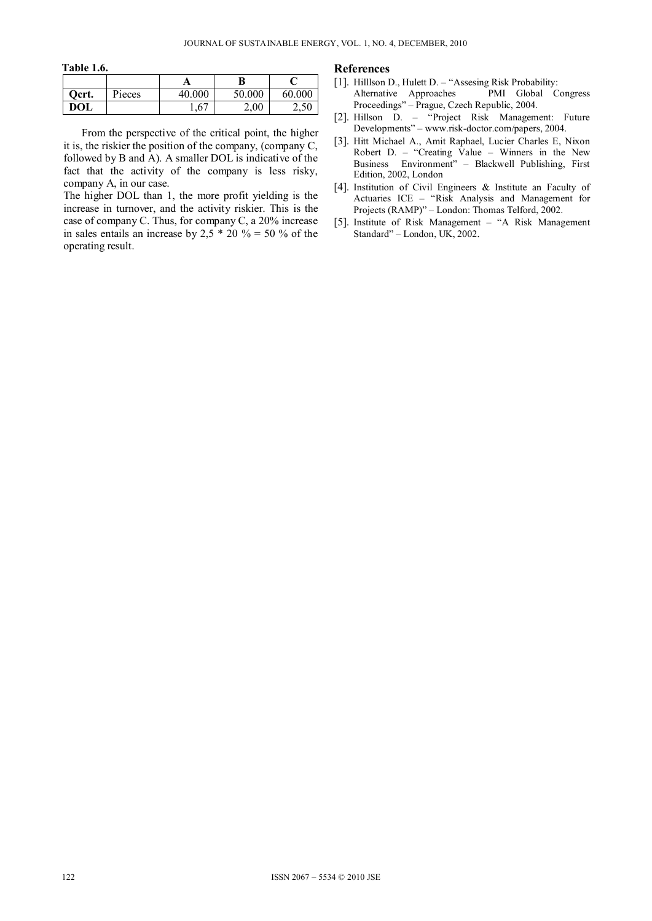**Table 1.6.**

| | | A | B | C |
|---|---|---|---|---|
| **Qcrt.** | Pieces | 40.000 | 50.000 | 60.000 |
| **DOL** | | 1,67 | 2,00 | 2,50 |

From the perspective of the critical point, the higher it is, the riskier the position of the company, (company C, followed by B and A). A smaller DOL is indicative of the fact that the activity of the company is less risky, company A, in our case.

The higher DOL than 1, the more profit yielding is the increase in turnover, and the activity riskier. This is the case of company C. Thus, for company C, a 20% increase in sales entails an increase by 2,5 * 20 % = 50 % of the operating result.

## References

[1]. Hilllson D., Hulett D. – "Assesing Risk Probability: Alternative Approaches PMI Global Congress Proceedings" – Prague, Czech Republic, 2004.

[2]. Hillson D. – "Project Risk Management: Future Developments" – www.risk-doctor.com/papers, 2004.

[3]. Hitt Michael A., Amit Raphael, Lucier Charles E, Nixon Robert D. – "Creating Value – Winners in the New Business Environment" – Blackwell Publishing, First Edition, 2002, London

[4]. Institution of Civil Engineers & Institute an Faculty of Actuaries ICE – "Risk Analysis and Management for Projects (RAMP)" – London: Thomas Telford, 2002.

[5]. Institute of Risk Management – "A Risk Management Standard" – London, UK, 2002.